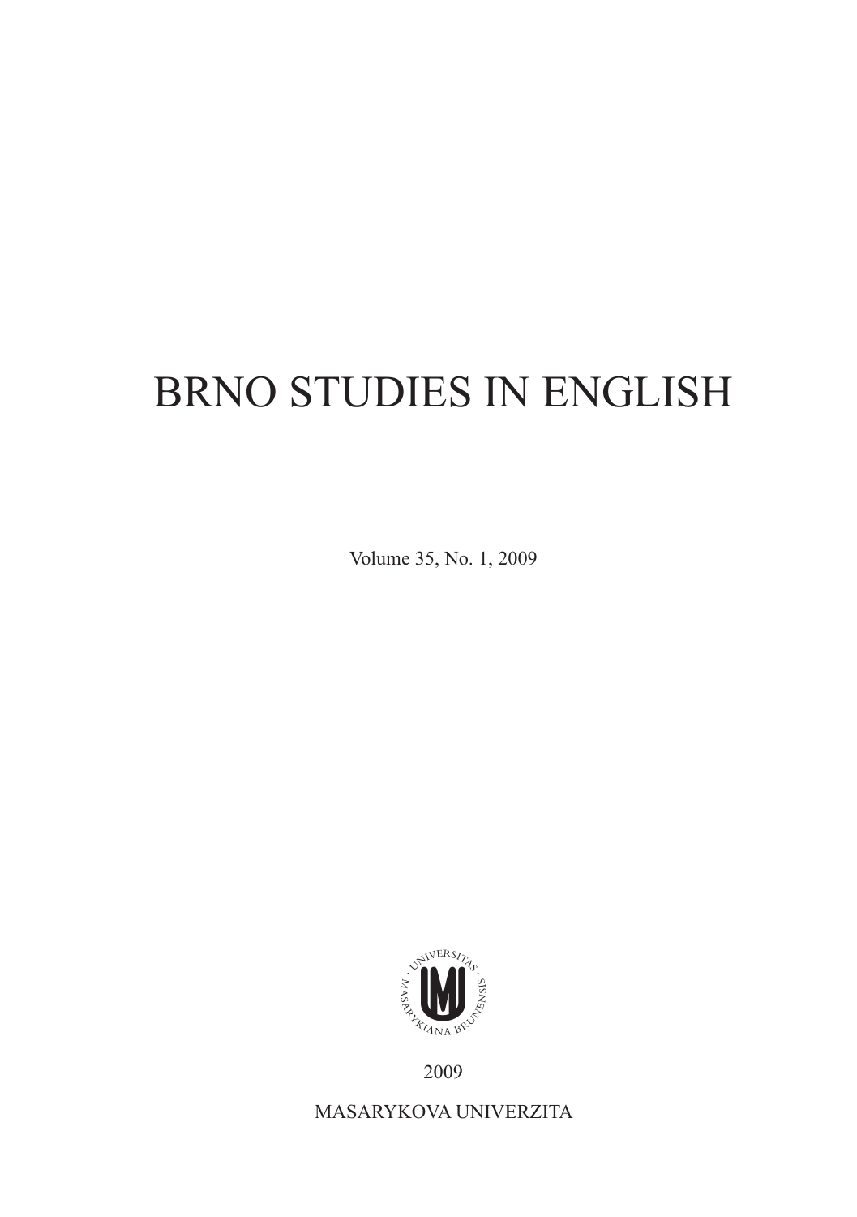# BRNO STUDIES IN ENGLISH

Volume 35, No. 1, 2009

2009

MASARYKOVA UNIVERZITA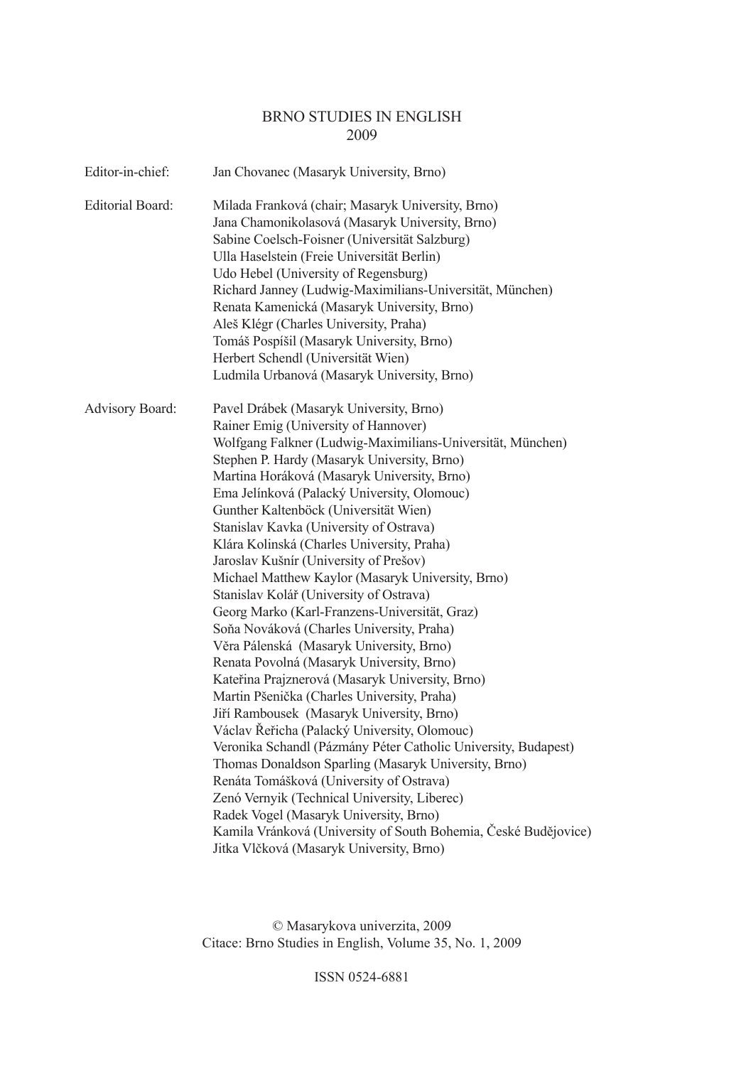# BRNO STUDIES IN ENGLISH
2009

Editor-in-chief: Jan Chovanec (Masaryk University, Brno)

Editorial Board:
Milada Franková (chair; Masaryk University, Brno)
Jana Chamonikolasová (Masaryk University, Brno)
Sabine Coelsch-Foisner (Universität Salzburg)
Ulla Haselstein (Freie Universität Berlin)
Udo Hebel (University of Regensburg)
Richard Janney (Ludwig-Maximilians-Universität, München)
Renata Kamenická (Masaryk University, Brno)
Aleš Klégr (Charles University, Praha)
Tomáš Pospíšil (Masaryk University, Brno)
Herbert Schendl (Universität Wien)
Ludmila Urbanová (Masaryk University, Brno)

Advisory Board:
Pavel Drábek (Masaryk University, Brno)
Rainer Emig (University of Hannover)
Wolfgang Falkner (Ludwig-Maximilians-Universität, München)
Stephen P. Hardy (Masaryk University, Brno)
Martina Horáková (Masaryk University, Brno)
Ema Jelínková (Palacký University, Olomouc)
Gunther Kaltenböck (Universität Wien)
Stanislav Kavka (University of Ostrava)
Klára Kolinská (Charles University, Praha)
Jaroslav Kušnír (University of Prešov)
Michael Matthew Kaylor (Masaryk University, Brno)
Stanislav Kolář (University of Ostrava)
Georg Marko (Karl-Franzens-Universität, Graz)
Soňa Nováková (Charles University, Praha)
Věra Pálenská (Masaryk University, Brno)
Renata Povolná (Masaryk University, Brno)
Kateřina Prajznerová (Masaryk University, Brno)
Martin Pšenička (Charles University, Praha)
Jiří Rambousek (Masaryk University, Brno)
Václav Řeřicha (Palacký University, Olomouc)
Veronika Schandl (Pázmány Péter Catholic University, Budapest)
Thomas Donaldson Sparling (Masaryk University, Brno)
Renáta Tomášková (University of Ostrava)
Zenó Vernyik (Technical University, Liberec)
Radek Vogel (Masaryk University, Brno)
Kamila Vránková (University of South Bohemia, České Budějovice)
Jitka Vlčková (Masaryk University, Brno)

© Masarykova univerzita, 2009
Citace: Brno Studies in English, Volume 35, No. 1, 2009

ISSN 0524-6881